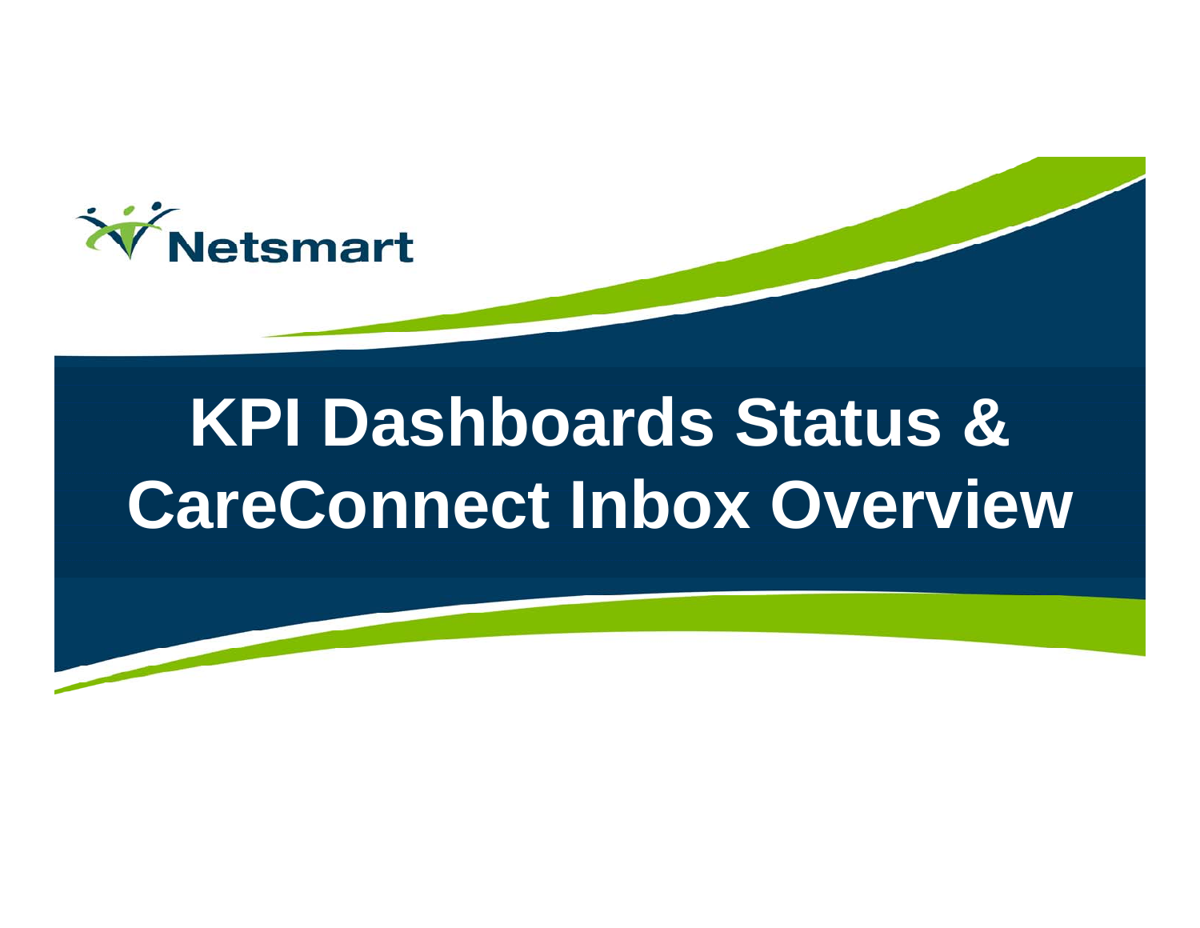Netsmart

# KPI Dashboards Status & CareConnect Inbox Overview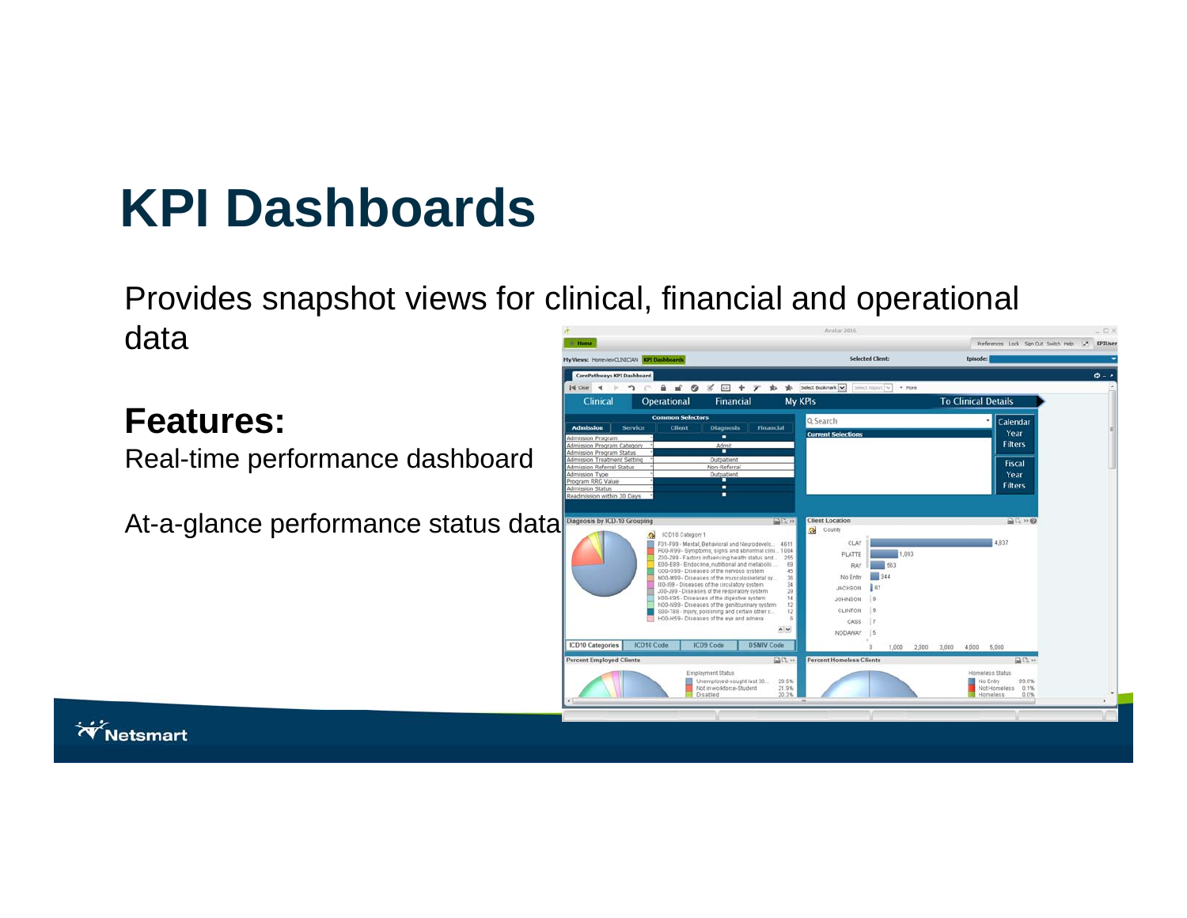# KPI Dashboards

Provides snapshot views for clinical, financial and operational data

## Features:

Real-time performance dashboard

At-a-glance performance status data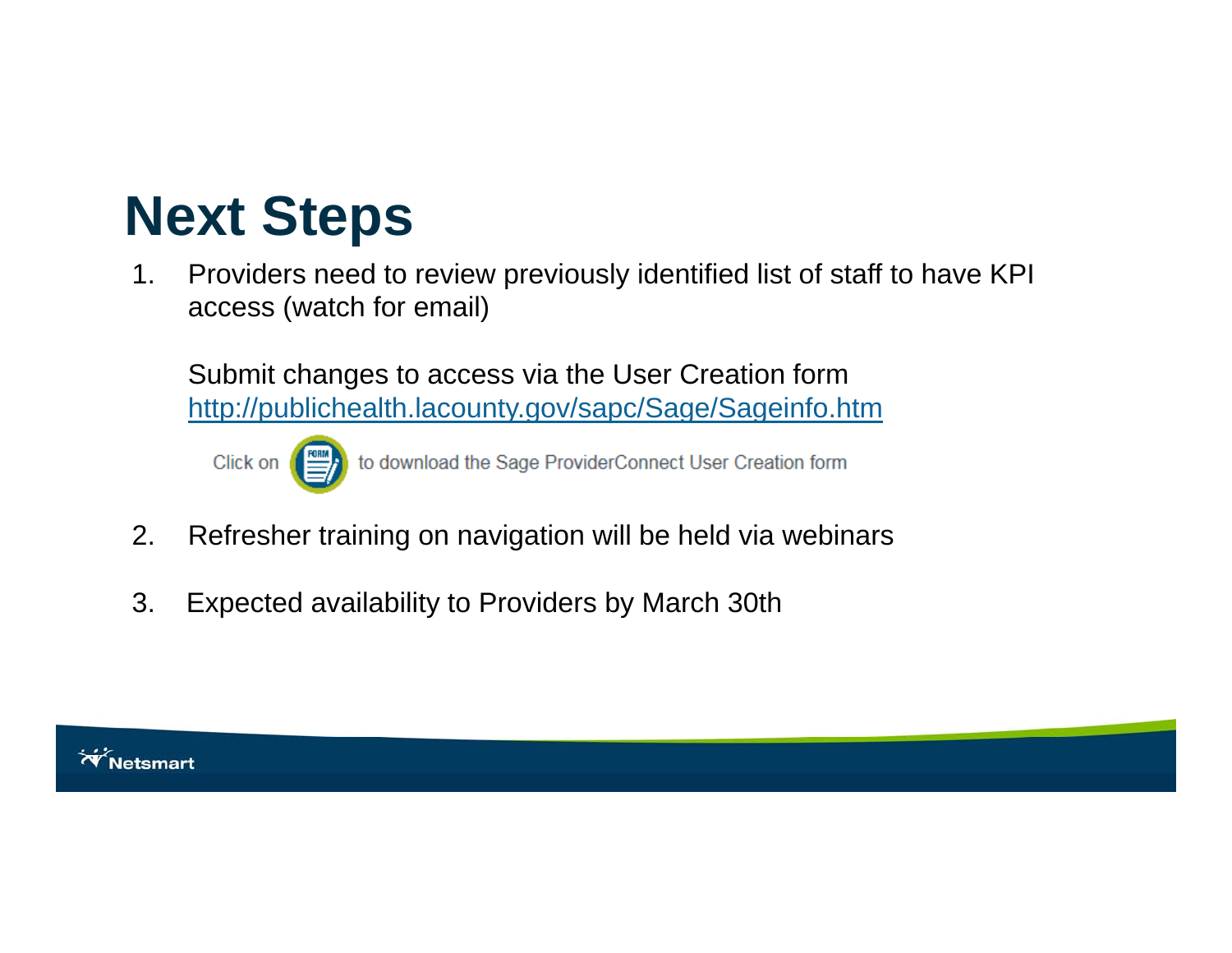# Next Steps

1. Providers need to review previously identified list of staff to have KPI access (watch for email)

   Submit changes to access via the User Creation form
   http://publichealth.lacounty.gov/sapc/Sage/Sageinfo.htm

   Click on FORM to download the Sage ProviderConnect User Creation form

2. Refresher training on navigation will be held via webinars

3. Expected availability to Providers by March 30th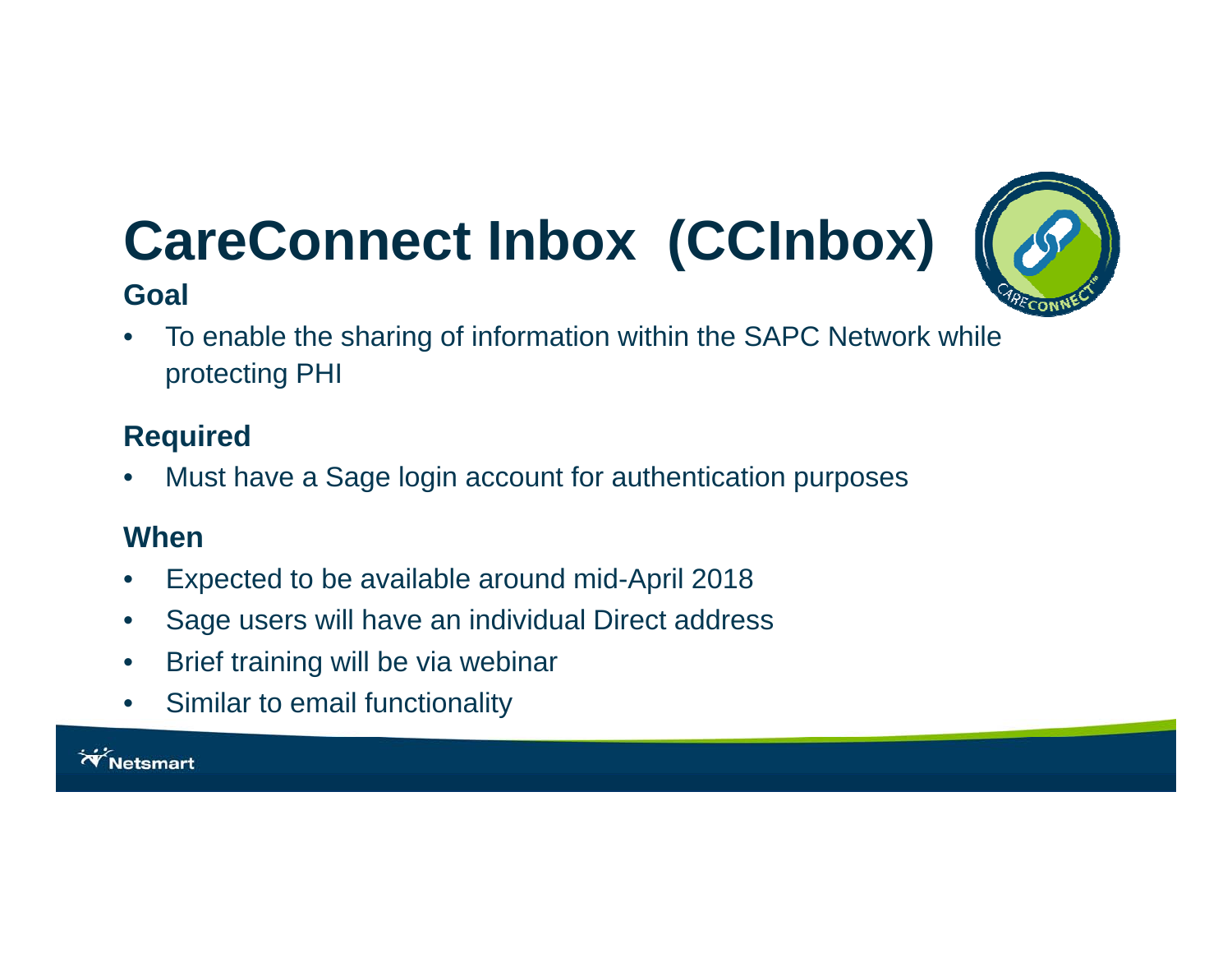# CareConnect Inbox (CCInbox)

### Goal

- To enable the sharing of information within the SAPC Network while protecting PHI

### Required

- Must have a Sage login account for authentication purposes

### When

- Expected to be available around mid-April 2018
- Sage users will have an individual Direct address
- Brief training will be via webinar
- Similar to email functionality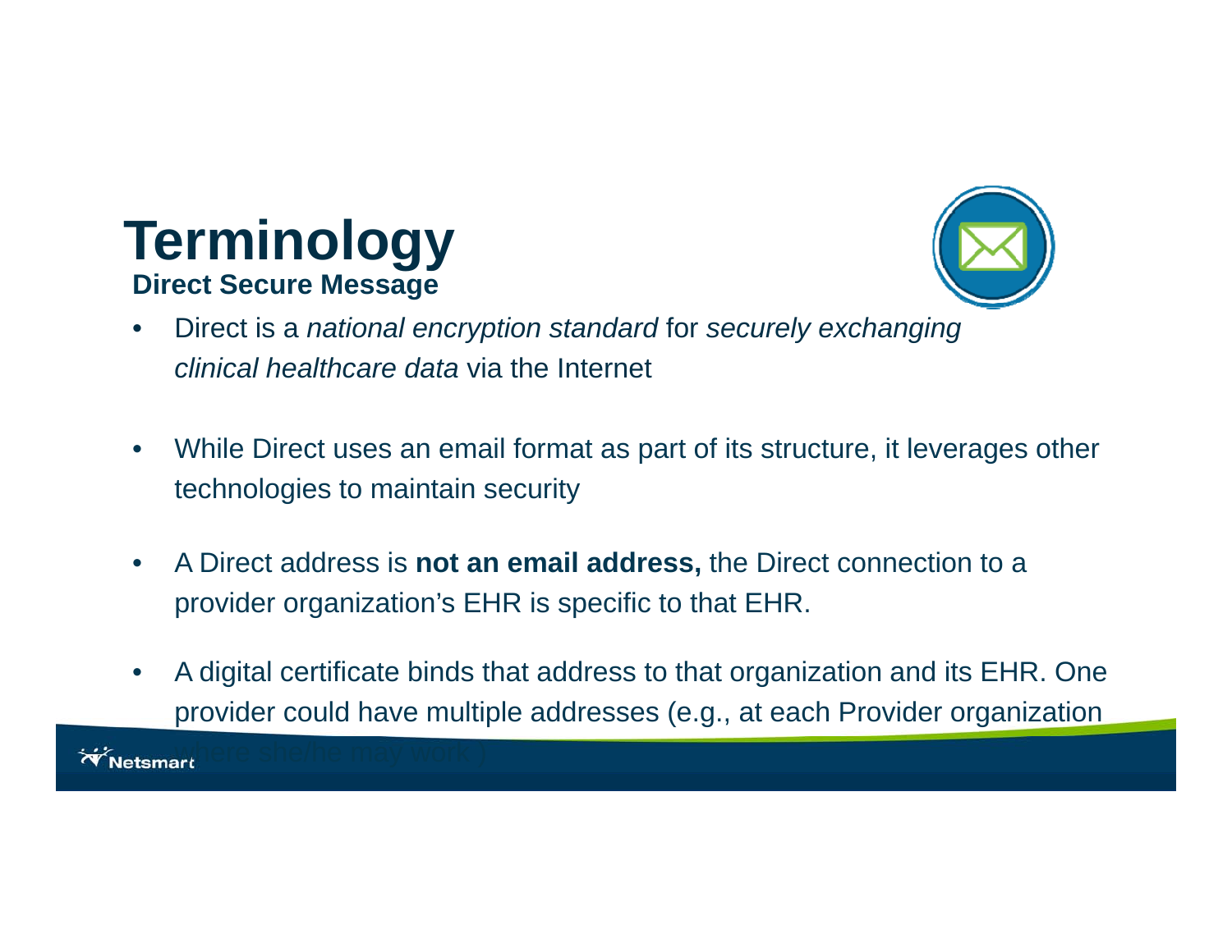# Terminology

## Direct Secure Message

- Direct is a *national encryption standard* for *securely exchanging clinical healthcare data* via the Internet
- While Direct uses an email format as part of its structure, it leverages other technologies to maintain security
- A Direct address is **not an email address,** the Direct connection to a provider organization's EHR is specific to that EHR.
- A digital certificate binds that address to that organization and its EHR. One provider could have multiple addresses (e.g., at each Provider organization where she/he may work )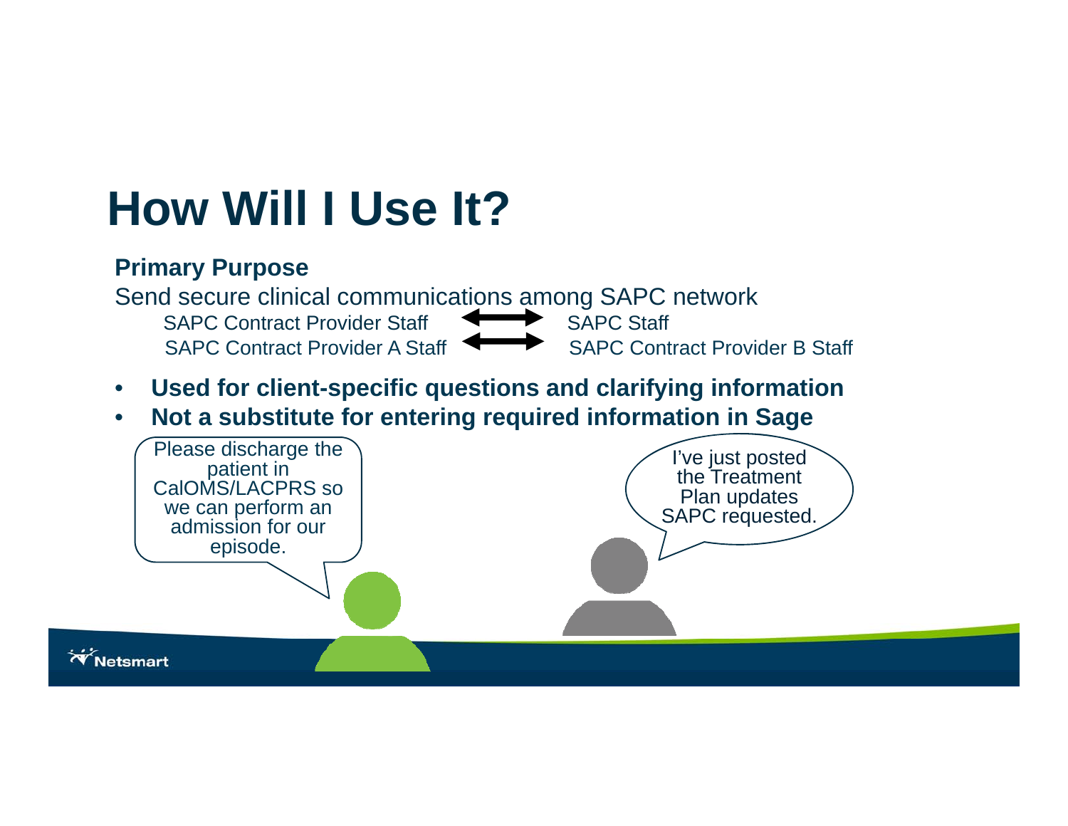# How Will I Use It?

**Primary Purpose**

Send secure clinical communications among SAPC network

SAPC Contract Provider Staff ⟷ SAPC Staff

SAPC Contract Provider A Staff ⟷ SAPC Contract Provider B Staff

- **Used for client-specific questions and clarifying information**
- **Not a substitute for entering required information in Sage**

Please discharge the patient in CalOMS/LACPRS so we can perform an admission for our episode.

I've just posted the Treatment Plan updates SAPC requested.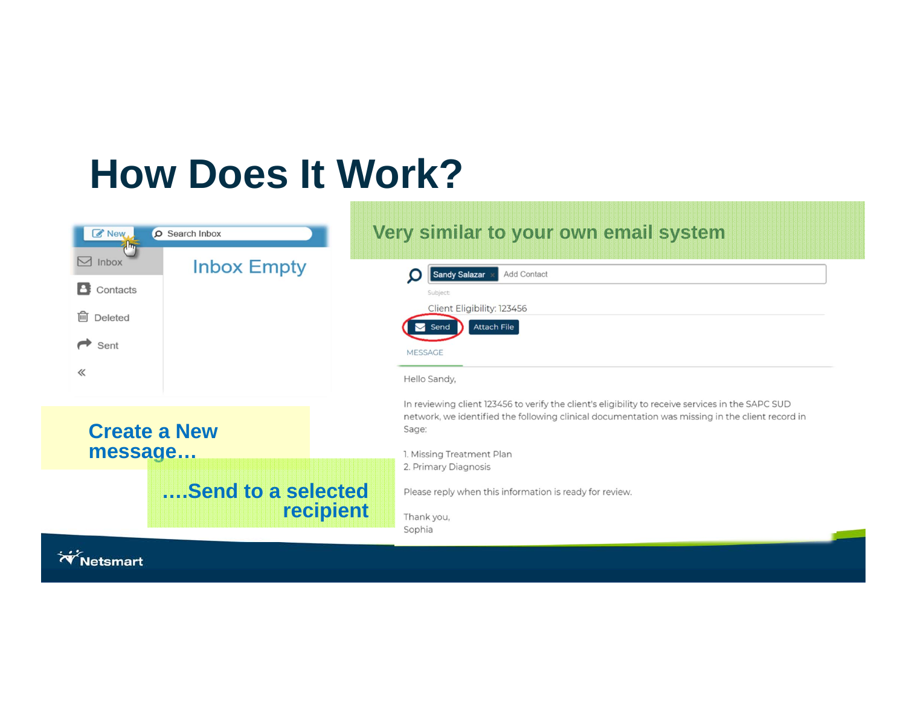# How Does It Work?

Very similar to your own email system

New | Search Inbox

Inbox
Contacts
Deleted
Sent

Inbox Empty

Create a New message…

….Send to a selected recipient

Sandy Salazar | Add Contact

Subject

Client Eligibility: 123456

Send | Attach File

MESSAGE

Hello Sandy,

In reviewing client 123456 to verify the client's eligibility to receive services in the SAPC SUD network, we identified the following clinical documentation was missing in the client record in Sage:

1. Missing Treatment Plan
2. Primary Diagnosis

Please reply when this information is ready for review.

Thank you,
Sophia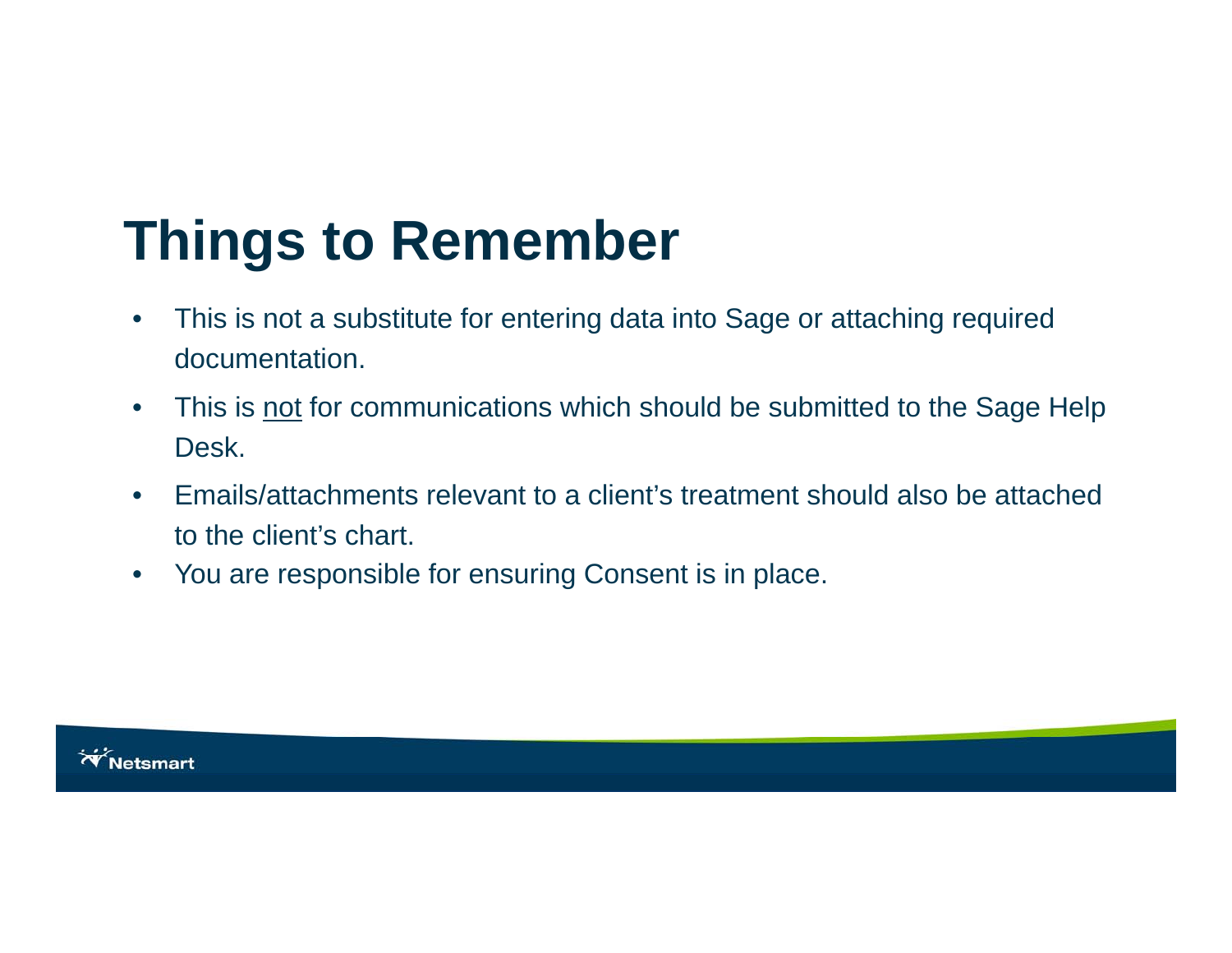# Things to Remember

- This is not a substitute for entering data into Sage or attaching required documentation.
- This is <u>not</u> for communications which should be submitted to the Sage Help Desk.
- Emails/attachments relevant to a client's treatment should also be attached to the client's chart.
- You are responsible for ensuring Consent is in place.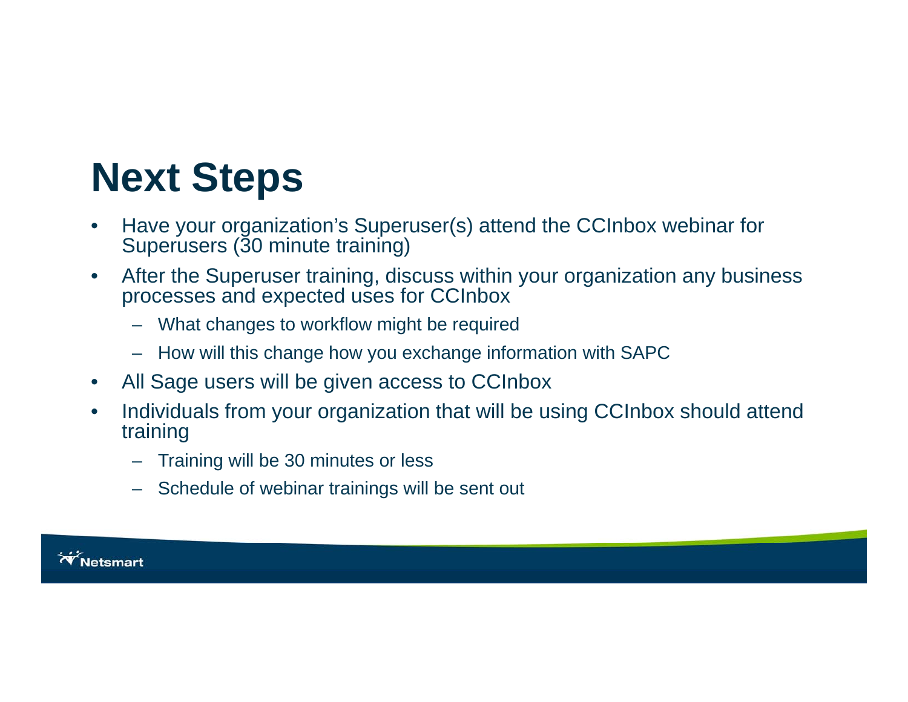# Next Steps

- Have your organization's Superuser(s) attend the CCInbox webinar for Superusers (30 minute training)
- After the Superuser training, discuss within your organization any business processes and expected uses for CCInbox
  - What changes to workflow might be required
  - How will this change how you exchange information with SAPC
- All Sage users will be given access to CCInbox
- Individuals from your organization that will be using CCInbox should attend training
  - Training will be 30 minutes or less
  - Schedule of webinar trainings will be sent out